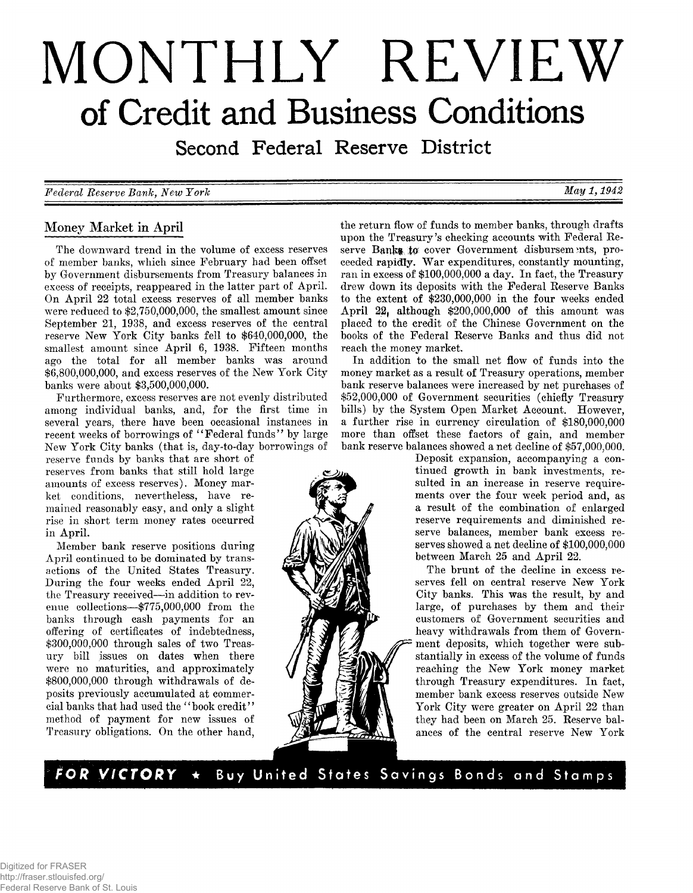# MONTHLY REVIEW
## of Credit and Business Conditions
### Second Federal Reserve District

*Federal Reserve Bank, New York* — *May 1, 1942*

## Money Market in April

The downward trend in the volume of excess reserves of member banks, which since February had been offset by Government disbursements from Treasury balances in excess of receipts, reappeared in the latter part of April. On April 22 total excess reserves of all member banks were reduced to $2,750,000,000, the smallest amount since September 21, 1938, and excess reserves of the central reserve New York City banks fell to $640,000,000, the smallest amount since April 6, 1938. Fifteen months ago the total for all member banks was around $6,800,000,000, and excess reserves of the New York City banks were about $3,500,000,000.

Furthermore, excess reserves are not evenly distributed among individual banks, and, for the first time in several years, there have been occasional instances in recent weeks of borrowings of "Federal funds" by large New York City banks (that is, day-to-day borrowings of reserve funds by banks that are short of reserves from banks that still hold large amounts of excess reserves). Money market conditions, nevertheless, have remained reasonably easy, and only a slight rise in short term money rates occurred in April.

Member bank reserve positions during April continued to be dominated by transactions of the United States Treasury. During the four weeks ended April 22, the Treasury received—in addition to revenue collections—$775,000,000 from the banks through cash payments for an offering of certificates of indebtedness, $300,000,000 through sales of two Treasury bill issues on dates when there were no maturities, and approximately $800,000,000 through withdrawals of deposits previously accumulated at commercial banks that had used the "book credit" method of payment for new issues of Treasury obligations. On the other hand, the return flow of funds to member banks, through drafts upon the Treasury's checking accounts with Federal Reserve Banks to cover Government disbursements, proceeded rapidly. War expenditures, constantly mounting, ran in excess of $100,000,000 a day. In fact, the Treasury drew down its deposits with the Federal Reserve Banks to the extent of $230,000,000 in the four weeks ended April 22, although $200,000,000 of this amount was placed to the credit of the Chinese Government on the books of the Federal Reserve Banks and thus did not reach the money market.

In addition to the small net flow of funds into the money market as a result of Treasury operations, member bank reserve balances were increased by net purchases of $52,000,000 of Government securities (chiefly Treasury bills) by the System Open Market Account. However, a further rise in currency circulation of $180,000,000 more than offset these factors of gain, and member bank reserve balances showed a net decline of $57,000,000. Deposit expansion, accompanying a continued growth in bank investments, resulted in an increase in reserve requirements over the four week period and, as a result of the combination of enlarged reserve requirements and diminished reserve balances, member bank excess reserves showed a net decline of $100,000,000 between March 25 and April 22.

The brunt of the decline in excess reserves fell on central reserve New York City banks. This was the result, by and large, of purchases by them and their customers of Government securities and heavy withdrawals from them of Government deposits, which together were substantially in excess of the volume of funds reaching the New York money market through Treasury expenditures. In fact, member bank excess reserves outside New York City were greater on April 22 than they had been on March 25. Reserve balances of the central reserve New York

**FOR VICTORY ★ Buy United States Savings Bonds and Stamps**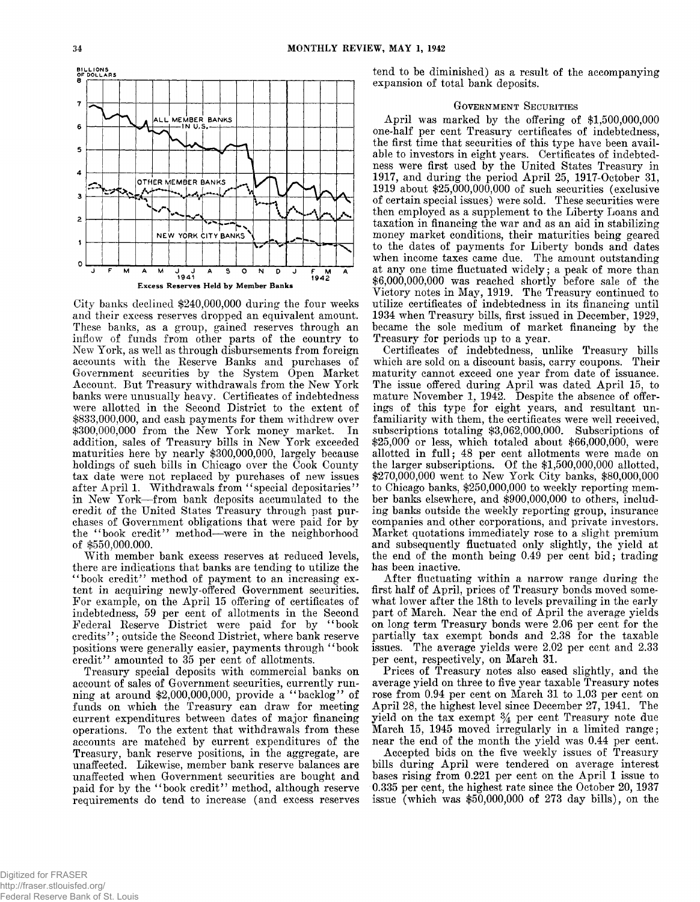Excess Reserves Held by Member Banks

City banks declined $240,000,000 during the four weeks and their excess reserves dropped an equivalent amount. These banks, as a group, gained reserves through an inflow of funds from other parts of the country to New York, as well as through disbursements from foreign accounts with the Reserve Banks and purchases of Government securities by the System Open Market Account. But Treasury withdrawals from the New York banks were unusually heavy. Certificates of indebtedness were allotted in the Second District to the extent of $833,000,000, and cash payments for them withdrew over $300,000,000 from the New York money market. In addition, sales of Treasury bills in New York exceeded maturities here by nearly $300,000,000, largely because holdings of such bills in Chicago over the Cook County tax date were not replaced by purchases of new issues after April 1. Withdrawals from "special depositaries" in New York—from bank deposits accumulated to the credit of the United States Treasury through past purchases of Government obligations that were paid for by the "book credit" method—were in the neighborhood of $550,000,000.

With member bank excess reserves at reduced levels, there are indications that banks are tending to utilize the "book credit" method of payment to an increasing extent in acquiring newly-offered Government securities. For example, on the April 15 offering of certificates of indebtedness, 59 per cent of allotments in the Second Federal Reserve District were paid for by "book credits"; outside the Second District, where bank reserve positions were generally easier, payments through "book credit" amounted to 35 per cent of allotments.

Treasury special deposits with commercial banks on account of sales of Government securities, currently running at around $2,000,000,000, provide a "backlog" of funds on which the Treasury can draw for meeting current expenditures between dates of major financing operations. To the extent that withdrawals from these accounts are matched by current expenditures of the Treasury, bank reserve positions, in the aggregate, are unaffected. Likewise, member bank reserve balances are unaffected when Government securities are bought and paid for by the "book credit" method, although reserve requirements do tend to increase (and excess reserves tend to be diminished) as a result of the accompanying expansion of total bank deposits.

## Government Securities

April was marked by the offering of $1,500,000,000 one-half per cent Treasury certificates of indebtedness, the first time that securities of this type have been available to investors in eight years. Certificates of indebtedness were first used by the United States Treasury in 1917, and during the period April 25, 1917-October 31, 1919 about $25,000,000,000 of such securities (exclusive of certain special issues) were sold. These securities were then employed as a supplement to the Liberty Loans and taxation in financing the war and as an aid in stabilizing money market conditions, their maturities being geared to the dates of payments for Liberty bonds and dates when income taxes came due. The amount outstanding at any one time fluctuated widely; a peak of more than $6,000,000,000 was reached shortly before sale of the Victory notes in May, 1919. The Treasury continued to utilize certificates of indebtedness in its financing until 1934 when Treasury bills, first issued in December, 1929, became the sole medium of market financing by the Treasury for periods up to a year.

Certificates of indebtedness, unlike Treasury bills which are sold on a discount basis, carry coupons. Their maturity cannot exceed one year from date of issuance. The issue offered during April was dated April 15, to mature November 1, 1942. Despite the absence of offerings of this type for eight years, and resultant unfamiliarity with them, the certificates were well received, subscriptions totaling $3,062,000,000. Subscriptions of $25,000 or less, which totaled about $66,000,000, were allotted in full; 48 per cent allotments were made on the larger subscriptions. Of the $1,500,000,000 allotted, $270,000,000 went to New York City banks, $80,000,000 to Chicago banks, $250,000,000 to weekly reporting member banks elsewhere, and $900,000,000 to others, including banks outside the weekly reporting group, insurance companies and other corporations, and private investors. Market quotations immediately rose to a slight premium and subsequently fluctuated only slightly, the yield at the end of the month being 0.49 per cent bid; trading has been inactive.

After fluctuating within a narrow range during the first half of April, prices of Treasury bonds moved somewhat lower after the 18th to levels prevailing in the early part of March. Near the end of April the average yields on long term Treasury bonds were 2.06 per cent for the partially tax exempt bonds and 2.38 for the taxable issues. The average yields were 2.02 per cent and 2.33 per cent, respectively, on March 31.

Prices of Treasury notes also eased slightly, and the average yield on three to five year taxable Treasury notes rose from 0.94 per cent on March 31 to 1.03 per cent on April 28, the highest level since December 27, 1941. The yield on the tax exempt ¾ per cent Treasury note due March 15, 1945 moved irregularly in a limited range; near the end of the month the yield was 0.44 per cent.

Accepted bids on the five weekly issues of Treasury bills during April were tendered on average interest bases rising from 0.221 per cent on the April 1 issue to 0.335 per cent, the highest rate since the October 20, 1937 issue (which was $50,000,000 of 273 day bills), on the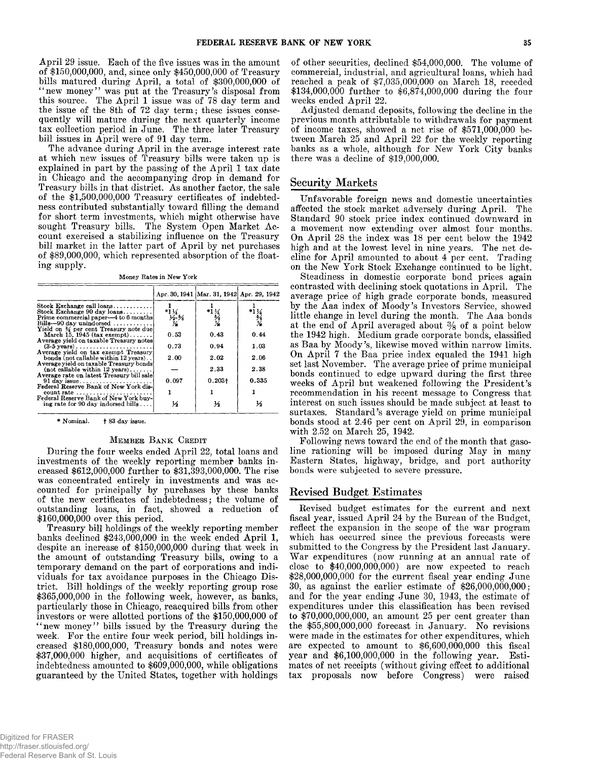April 29 issue. Each of the five issues was in the amount of $150,000,000, and, since only $450,000,000 of Treasury bills matured during April, a total of $300,000,000 of "new money" was put at the Treasury's disposal from this source. The April 1 issue was of 78 day term and the issue of the 8th of 72 day term; these issues consequently will mature during the next quarterly income tax collection period in June. The three later Treasury bill issues in April were of 91 day term.

The advance during April in the average interest rate at which new issues of Treasury bills were taken up is explained in part by the passing of the April 1 tax date in Chicago and the accompanying drop in demand for Treasury bills in that district. As another factor, the sale of the $1,500,000,000 Treasury certificates of indebtedness contributed substantially toward filling the demand for short term investments, which might otherwise have sought Treasury bills. The System Open Market Account exercised a stabilizing influence on the Treasury bill market in the latter part of April by net purchases of $89,000,000, which represented absorption of the floating supply.

Money Rates in New York

| | Apr. 30, 1941 | Mar. 31, 1942 | Apr. 29, 1942 |
|---|---|---|---|
| Stock Exchange call loans | 1 | 1 | 1 |
| Stock Exchange 90 day loans | *1¼ | *1¼ | *1¼ |
| Prime commercial paper—4 to 6 months | ½-⅝ | ⅝ | ⅝ |
| Bills—90 day unindorsed | ⅞ | ⅞ | ⅞ |
| Yield on ¾ per cent Treasury note due March 15, 1945 (tax exempt) | 0.53 | 0.43 | 0.44 |
| Average yield on taxable Treasury notes (3-5 years) | 0.73 | 0.94 | 1.03 |
| Average yield on tax exempt Treasury bonds (not callable within 12 years) | 2.00 | 2.02 | 2.06 |
| Average yield on taxable Treasury bonds (not callable within 12 years) | — | 2.33 | 2.38 |
| Average rate on latest Treasury bill sale 91 day issue | 0.097 | 0.203† | 0.335 |
| Federal Reserve Bank of New York discount rate | 1 | 1 | 1 |
| Federal Reserve Bank of New York buying rate for 90 day indorsed bills | ½ | ½ | ½ |

\* Nominal. † 83 day issue.

### Member Bank Credit

During the four weeks ended April 22, total loans and investments of the weekly reporting member banks increased $612,000,000 further to $31,393,000,000. The rise was concentrated entirely in investments and was accounted for principally by purchases by these banks of the new certificates of indebtedness; the volume of outstanding loans, in fact, showed a reduction of $160,000,000 over this period.

Treasury bill holdings of the weekly reporting member banks declined $243,000,000 in the week ended April 1, despite an increase of $150,000,000 during that week in the amount of outstanding Treasury bills, owing to a temporary demand on the part of corporations and individuals for tax avoidance purposes in the Chicago District. Bill holdings of the weekly reporting group rose $365,000,000 in the following week, however, as banks, particularly those in Chicago, reacquired bills from other investors or were allotted portions of the $150,000,000 of "new money" bills issued by the Treasury during the week. For the entire four week period, bill holdings increased $180,000,000, Treasury bonds and notes were $37,000,000 higher, and acquisitions of certificates of indebtedness amounted to $609,000,000, while obligations guaranteed by the United States, together with holdings of other securities, declined $54,000,000. The volume of commercial, industrial, and agricultural loans, which had reached a peak of $7,035,000,000 on March 18, receded $134,000,000 further to $6,874,000,000 during the four weeks ended April 22.

Adjusted demand deposits, following the decline in the previous month attributable to withdrawals for payment of income taxes, showed a net rise of $571,000,000 between March 25 and April 22 for the weekly reporting banks as a whole, although for New York City banks there was a decline of $19,000,000.

## Security Markets

Unfavorable foreign news and domestic uncertainties affected the stock market adversely during April. The Standard 90 stock price index continued downward in a movement now extending over almost four months. On April 28 the index was 18 per cent below the 1942 high and at the lowest level in nine years. The net decline for April amounted to about 4 per cent. Trading on the New York Stock Exchange continued to be light.

Steadiness in domestic corporate bond prices again contrasted with declining stock quotations in April. The average price of high grade corporate bonds, measured by the Aaa index of Moody's Investors Service, showed little change in level during the month. The Aaa bonds at the end of April averaged about ⅜ of a point below the 1942 high. Medium grade corporate bonds, classified as Baa by Moody's, likewise moved within narrow limits. On April 7 the Baa price index equaled the 1941 high set last November. The average price of prime municipal bonds continued to edge upward during the first three weeks of April but weakened following the President's recommendation in his recent message to Congress that interest on such issues should be made subject at least to surtaxes. Standard's average yield on prime municipal bonds stood at 2.46 per cent on April 29, in comparison with 2.52 on March 25, 1942.

Following news toward the end of the month that gasoline rationing will be imposed during May in many Eastern States, highway, bridge, and port authority bonds were subjected to severe pressure.

## Revised Budget Estimates

Revised budget estimates for the current and next fiscal year, issued April 24 by the Bureau of the Budget, reflect the expansion in the scope of the war program which has occurred since the previous forecasts were submitted to the Congress by the President last January. War expenditures (now running at an annual rate of close to $40,000,000,000) are now expected to reach $28,000,000,000 for the current fiscal year ending June 30, as against the earlier estimate of $26,000,000,000; and for the year ending June 30, 1943, the estimate of expenditures under this classification has been revised to $70,000,000,000, an amount 25 per cent greater than the $55,800,000,000 forecast in January. No revisions were made in the estimates for other expenditures, which are expected to amount to $6,600,000,000 this fiscal year and $6,100,000,000 in the following year. Estimates of net receipts (without giving effect to additional tax proposals now before Congress) were raised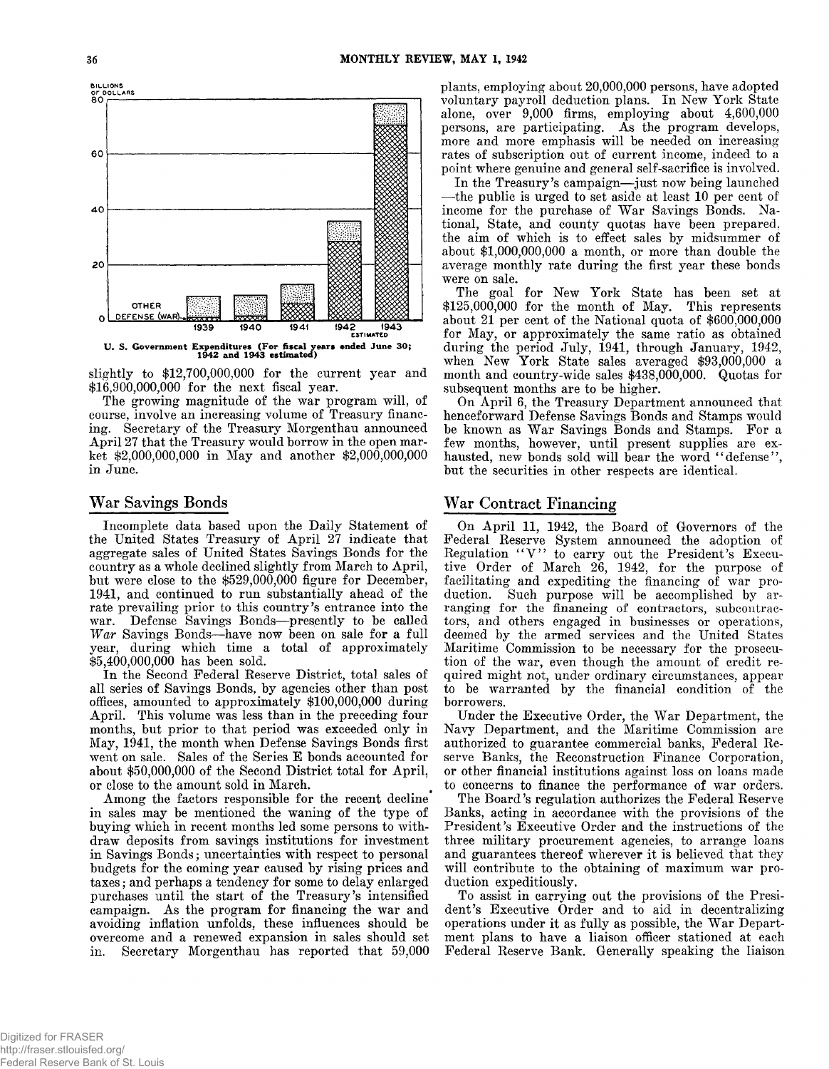U. S. Government Expenditures (For fiscal years ended June 30; 1942 and 1943 estimated)

slightly to $12,700,000,000 for the current year and $16,900,000,000 for the next fiscal year.

The growing magnitude of the war program will, of course, involve an increasing volume of Treasury financing. Secretary of the Treasury Morgenthau announced April 27 that the Treasury would borrow in the open market $2,000,000,000 in May and another $2,000,000,000 in June.

## War Savings Bonds

Incomplete data based upon the Daily Statement of the United States Treasury of April 27 indicate that aggregate sales of United States Savings Bonds for the country as a whole declined slightly from March to April, but were close to the $529,000,000 figure for December, 1941, and continued to run substantially ahead of the rate prevailing prior to this country's entrance into the war. Defense Savings Bonds—presently to be called *War* Savings Bonds—have now been on sale for a full year, during which time a total of approximately $5,400,000,000 has been sold.

In the Second Federal Reserve District, total sales of all series of Savings Bonds, by agencies other than post offices, amounted to approximately $100,000,000 during April. This volume was less than in the preceding four months, but prior to that period was exceeded only in May, 1941, the month when Defense Savings Bonds first went on sale. Sales of the Series E bonds accounted for about $50,000,000 of the Second District total for April, or close to the amount sold in March.

Among the factors responsible for the recent decline in sales may be mentioned the waning of the type of buying which in recent months led some persons to withdraw deposits from savings institutions for investment in Savings Bonds; uncertainties with respect to personal budgets for the coming year caused by rising prices and taxes; and perhaps a tendency for some to delay enlarged purchases until the start of the Treasury's intensified campaign. As the program for financing the war and avoiding inflation unfolds, these influences should be overcome and a renewed expansion in sales should set in. Secretary Morgenthau has reported that 59,000 plants, employing about 20,000,000 persons, have adopted voluntary payroll deduction plans. In New York State alone, over 9,000 firms, employing about 4,600,000 persons, are participating. As the program develops, more and more emphasis will be needed on increasing rates of subscription out of current income, indeed to a point where genuine and general self-sacrifice is involved.

In the Treasury's campaign—just now being launched—the public is urged to set aside at least 10 per cent of income for the purchase of War Savings Bonds. National, State, and county quotas have been prepared, the aim of which is to effect sales by midsummer of about $1,000,000,000 a month, or more than double the average monthly rate during the first year these bonds were on sale.

The goal for New York State has been set at $125,000,000 for the month of May. This represents about 21 per cent of the National quota of $600,000,000 for May, or approximately the same ratio as obtained during the period July, 1941, through January, 1942, when New York State sales averaged $93,000,000 a month and country-wide sales $438,000,000. Quotas for subsequent months are to be higher.

On April 6, the Treasury Department announced that henceforward Defense Savings Bonds and Stamps would be known as War Savings Bonds and Stamps. For a few months, however, until present supplies are exhausted, new bonds sold will bear the word "defense", but the securities in other respects are identical.

## War Contract Financing

On April 11, 1942, the Board of Governors of the Federal Reserve System announced the adoption of Regulation "V" to carry out the President's Executive Order of March 26, 1942, for the purpose of facilitating and expediting the financing of war production. Such purpose will be accomplished by arranging for the financing of contractors, subcontractors, and others engaged in businesses or operations, deemed by the armed services and the United States Maritime Commission to be necessary for the prosecution of the war, even though the amount of credit required might not, under ordinary circumstances, appear to be warranted by the financial condition of the borrowers.

Under the Executive Order, the War Department, the Navy Department, and the Maritime Commission are authorized to guarantee commercial banks, Federal Reserve Banks, the Reconstruction Finance Corporation, or other financial institutions against loss on loans made to concerns to finance the performance of war orders.

The Board's regulation authorizes the Federal Reserve Banks, acting in accordance with the provisions of the President's Executive Order and the instructions of the three military procurement agencies, to arrange loans and guarantees thereof wherever it is believed that they will contribute to the obtaining of maximum war production expeditiously.

To assist in carrying out the provisions of the President's Executive Order and to aid in decentralizing operations under it as fully as possible, the War Department plans to have a liaison officer stationed at each Federal Reserve Bank. Generally speaking the liaison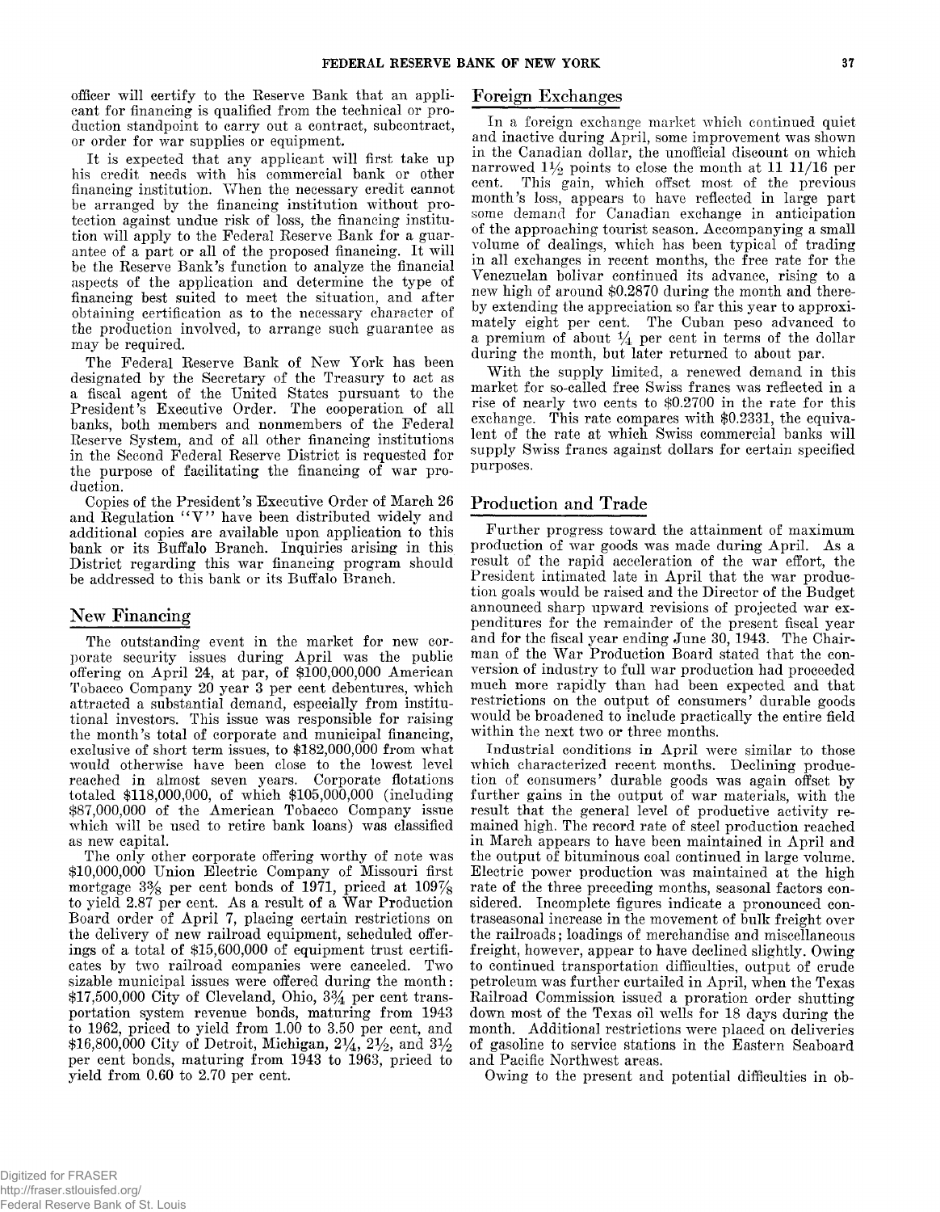officer will certify to the Reserve Bank that an applicant for financing is qualified from the technical or production standpoint to carry out a contract, subcontract, or order for war supplies or equipment.

It is expected that any applicant will first take up his credit needs with his commercial bank or other financing institution. When the necessary credit cannot be arranged by the financing institution without protection against undue risk of loss, the financing institution will apply to the Federal Reserve Bank for a guarantee of a part or all of the proposed financing. It will be the Reserve Bank's function to analyze the financial aspects of the application and determine the type of financing best suited to meet the situation, and after obtaining certification as to the necessary character of the production involved, to arrange such guarantee as may be required.

The Federal Reserve Bank of New York has been designated by the Secretary of the Treasury to act as a fiscal agent of the United States pursuant to the President's Executive Order. The cooperation of all banks, both members and nonmembers of the Federal Reserve System, and of all other financing institutions in the Second Federal Reserve District is requested for the purpose of facilitating the financing of war production.

Copies of the President's Executive Order of March 26 and Regulation "V" have been distributed widely and additional copies are available upon application to this bank or its Buffalo Branch. Inquiries arising in this District regarding this war financing program should be addressed to this bank or its Buffalo Branch.

## New Financing

The outstanding event in the market for new corporate security issues during April was the public offering on April 24, at par, of $100,000,000 American Tobacco Company 20 year 3 per cent debentures, which attracted a substantial demand, especially from institutional investors. This issue was responsible for raising the month's total of corporate and municipal financing, exclusive of short term issues, to $182,000,000 from what would otherwise have been close to the lowest level reached in almost seven years. Corporate flotations totaled $118,000,000, of which $105,000,000 (including $87,000,000 of the American Tobacco Company issue which will be used to retire bank loans) was classified as new capital.

The only other corporate offering worthy of note was $10,000,000 Union Electric Company of Missouri first mortgage 3⅜ per cent bonds of 1971, priced at 107⅞ to yield 2.87 per cent. As a result of a War Production Board order of April 7, placing certain restrictions on the delivery of new railroad equipment, scheduled offerings of a total of $15,600,000 of equipment trust certificates by two railroad companies were canceled. Two sizable municipal issues were offered during the month: $17,500,000 City of Cleveland, Ohio, 3¾ per cent transportation system revenue bonds, maturing from 1943 to 1962, priced to yield from 1.00 to 3.50 per cent, and $16,800,000 City of Detroit, Michigan, 2¼, 2½, and 3½ per cent bonds, maturing from 1943 to 1963, priced to yield from 0.60 to 2.70 per cent.

## Foreign Exchanges

In a foreign exchange market which continued quiet and inactive during April, some improvement was shown in the Canadian dollar, the unofficial discount on which narrowed 1½ points to close the month at 11 11/16 per cent. This gain, which offset most of the previous month's loss, appears to have reflected in large part some demand for Canadian exchange in anticipation of the approaching tourist season. Accompanying a small volume of dealings, which has been typical of trading in all exchanges in recent months, the free rate for the Venezuelan bolivar continued its advance, rising to a new high of around $0.2870 during the month and thereby extending the appreciation so far this year to approximately eight per cent. The Cuban peso advanced to a premium of about ¼ per cent in terms of the dollar during the month, but later returned to about par.

With the supply limited, a renewed demand in this market for so-called free Swiss francs was reflected in a rise of nearly two cents to $0.2700 in the rate for this exchange. This rate compares with $0.2331, the equivalent of the rate at which Swiss commercial banks will supply Swiss francs against dollars for certain specified purposes.

## Production and Trade

Further progress toward the attainment of maximum production of war goods was made during April. As a result of the rapid acceleration of the war effort, the President intimated late in April that the war production goals would be raised and the Director of the Budget announced sharp upward revisions of projected war expenditures for the remainder of the present fiscal year and for the fiscal year ending June 30, 1943. The Chairman of the War Production Board stated that the conversion of industry to full war production had proceeded much more rapidly than had been expected and that restrictions on the output of consumers' durable goods would be broadened to include practically the entire field within the next two or three months.

Industrial conditions in April were similar to those which characterized recent months. Declining production of consumers' durable goods was again offset by further gains in the output of war materials, with the result that the general level of productive activity remained high. The record rate of steel production reached in March appears to have been maintained in April and the output of bituminous coal continued in large volume. Electric power production was maintained at the high rate of the three preceding months, seasonal factors considered. Incomplete figures indicate a pronounced contraseasonal increase in the movement of bulk freight over the railroads; loadings of merchandise and miscellaneous freight, however, appear to have declined slightly. Owing to continued transportation difficulties, output of crude petroleum was further curtailed in April, when the Texas Railroad Commission issued a proration order shutting down most of the Texas oil wells for 18 days during the month. Additional restrictions were placed on deliveries of gasoline to service stations in the Eastern Seaboard and Pacific Northwest areas.

Owing to the present and potential difficulties in ob-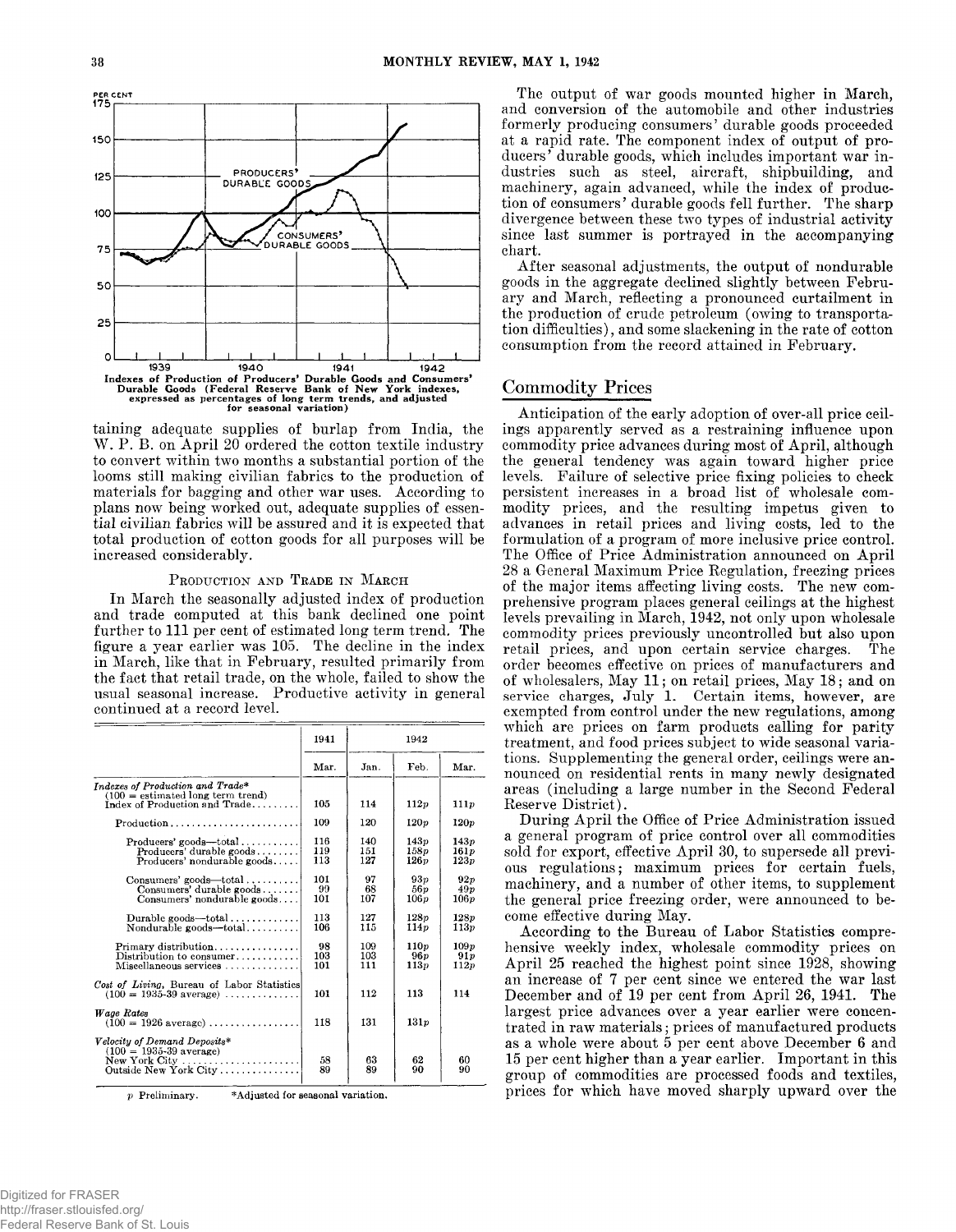Indexes of Production of Producers' Durable Goods and Consumers' Durable Goods (Federal Reserve Bank of New York indexes, expressed as percentages of long term trends, and adjusted for seasonal variation)

taining adequate supplies of burlap from India, the W. P. B. on April 20 ordered the cotton textile industry to convert within two months a substantial portion of the looms still making civilian fabrics to the production of materials for bagging and other war uses. According to plans now being worked out, adequate supplies of essential civilian fabrics will be assured and it is expected that total production of cotton goods for all purposes will be increased considerably.

### Production and Trade in March

In March the seasonally adjusted index of production and trade computed at this bank declined one point further to 111 per cent of estimated long term trend. The figure a year earlier was 105. The decline in the index in March, like that in February, resulted primarily from the fact that retail trade, on the whole, failed to show the usual seasonal increase. Productive activity in general continued at a record level.

| | 1941 | 1942 | | |
|---|---|---|---|---|
| | Mar. | Jan. | Feb. | Mar. |
| *Indexes of Production and Trade** (100 = estimated long term trend) Index of Production and Trade | 105 | 114 | 112p | 111p |
| Production | 109 | 120 | 120p | 120p |
| Producers' goods—total | 116 | 140 | 143p | 143p |
| Producers' durable goods | 119 | 151 | 158p | 161p |
| Producers' nondurable goods | 113 | 127 | 126p | 123p |
| Consumers' goods—total | 101 | 97 | 93p | 92p |
| Consumers' durable goods | 99 | 68 | 56p | 49p |
| Consumers' nondurable goods | 101 | 107 | 106p | 106p |
| Durable goods—total | 113 | 127 | 128p | 128p |
| Nondurable goods—total | 106 | 115 | 114p | 113p |
| Primary distribution | 98 | 109 | 110p | 109p |
| Distribution to consumer | 103 | 103 | 96p | 91p |
| Miscellaneous services | 101 | 111 | 113p | 112p |
| *Cost of Living*, Bureau of Labor Statistics (100 = 1935-39 average) | 101 | 112 | 113 | 114 |
| *Wage Rates* (100 = 1926 average) | 118 | 131 | 131p | |
| *Velocity of Demand Deposits** (100 = 1935-39 average) | | | | |
| New York City | 58 | 63 | 62 | 60 |
| Outside New York City | 89 | 89 | 90 | 90 |

p Preliminary. *Adjusted for seasonal variation.

The output of war goods mounted higher in March, and conversion of the automobile and other industries formerly producing consumers' durable goods proceeded at a rapid rate. The component index of output of producers' durable goods, which includes important war industries such as steel, aircraft, shipbuilding, and machinery, again advanced, while the index of production of consumers' durable goods fell further. The sharp divergence between these two types of industrial activity since last summer is portrayed in the accompanying chart.

After seasonal adjustments, the output of nondurable goods in the aggregate declined slightly between February and March, reflecting a pronounced curtailment in the production of crude petroleum (owing to transportation difficulties), and some slackening in the rate of cotton consumption from the record attained in February.

## Commodity Prices

Anticipation of the early adoption of over-all price ceilings apparently served as a restraining influence upon commodity price advances during most of April, although the general tendency was again toward higher price levels. Failure of selective price fixing policies to check persistent increases in a broad list of wholesale commodity prices, and the resulting impetus given to advances in retail prices and living costs, led to the formulation of a program of more inclusive price control. The Office of Price Administration announced on April 28 a General Maximum Price Regulation, freezing prices of the major items affecting living costs. The new comprehensive program places general ceilings at the highest levels prevailing in March, 1942, not only upon wholesale commodity prices previously uncontrolled but also upon retail prices, and upon certain service charges. The order becomes effective on prices of manufacturers and of wholesalers, May 11; on retail prices, May 18; and on service charges, July 1. Certain items, however, are exempted from control under the new regulations, among which are prices on farm products calling for parity treatment, and food prices subject to wide seasonal variations. Supplementing the general order, ceilings were announced on residential rents in many newly designated areas (including a large number in the Second Federal Reserve District).

During April the Office of Price Administration issued a general program of price control over all commodities sold for export, effective April 30, to supersede all previous regulations; maximum prices for certain fuels, machinery, and a number of other items, to supplement the general price freezing order, were announced to become effective during May.

According to the Bureau of Labor Statistics comprehensive weekly index, wholesale commodity prices on April 25 reached the highest point since 1928, showing an increase of 7 per cent since we entered the war last December and of 19 per cent from April 26, 1941. The largest price advances over a year earlier were concentrated in raw materials; prices of manufactured products as a whole were about 5 per cent above December 6 and 15 per cent higher than a year earlier. Important in this group of commodities are processed foods and textiles, prices for which have moved sharply upward over the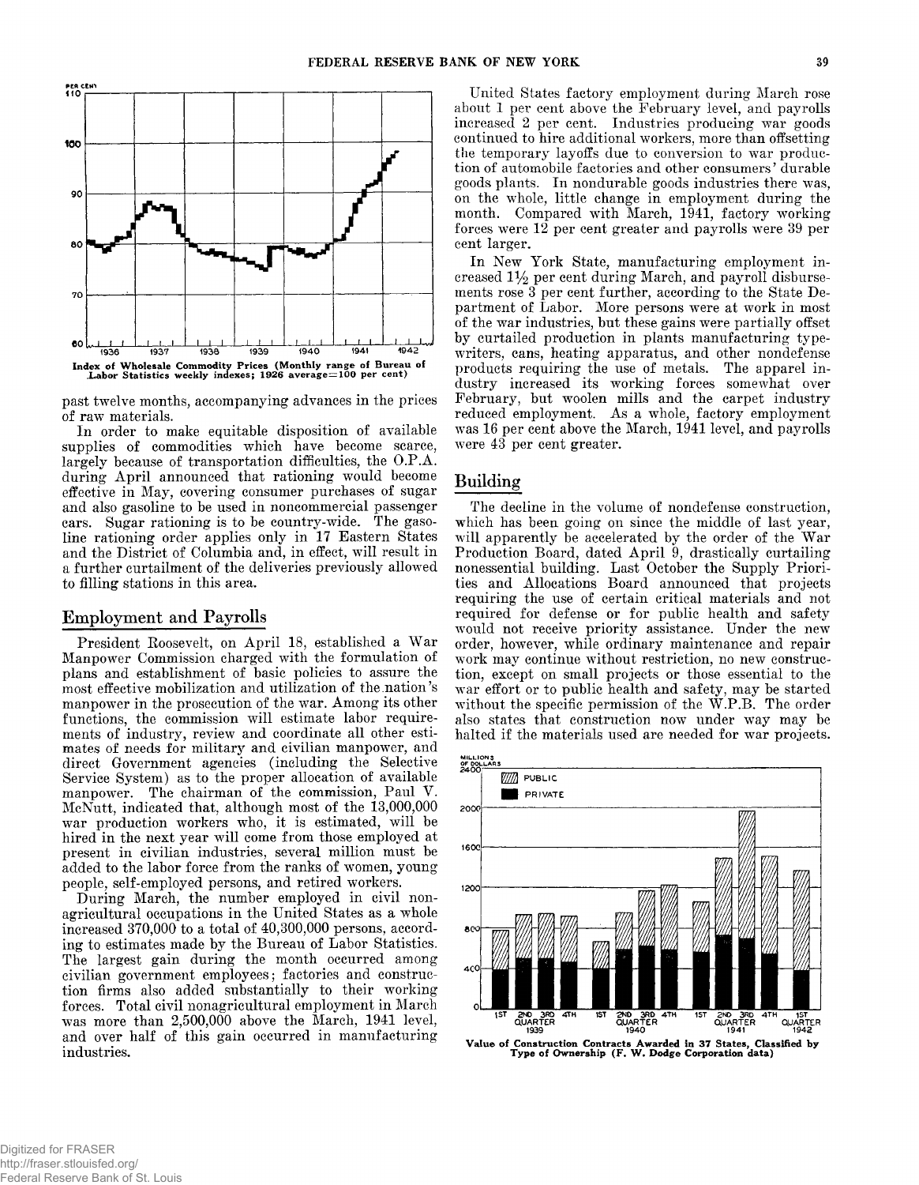Index of Wholesale Commodity Prices (Monthly range of Bureau of Labor Statistics weekly indexes; 1926 average=100 per cent)

past twelve months, accompanying advances in the prices of raw materials.

In order to make equitable disposition of available supplies of commodities which have become scarce, largely because of transportation difficulties, the O.P.A. during April announced that rationing would become effective in May, covering consumer purchases of sugar and also gasoline to be used in noncommercial passenger cars. Sugar rationing is to be country-wide. The gasoline rationing order applies only in 17 Eastern States and the District of Columbia and, in effect, will result in a further curtailment of the deliveries previously allowed to filling stations in this area.

## Employment and Payrolls

President Roosevelt, on April 18, established a War Manpower Commission charged with the formulation of plans and establishment of basic policies to assure the most effective mobilization and utilization of the nation's manpower in the prosecution of the war. Among its other functions, the commission will estimate labor requirements of industry, review and coordinate all other estimates of needs for military and civilian manpower, and direct Government agencies (including the Selective Service System) as to the proper allocation of available manpower. The chairman of the commission, Paul V. McNutt, indicated that, although most of the 13,000,000 war production workers who, it is estimated, will be hired in the next year will come from those employed at present in civilian industries, several million must be added to the labor force from the ranks of women, young people, self-employed persons, and retired workers.

During March, the number employed in civil nonagricultural occupations in the United States as a whole increased 370,000 to a total of 40,300,000 persons, according to estimates made by the Bureau of Labor Statistics. The largest gain during the month occurred among civilian government employees; factories and construction firms also added substantially to their working forces. Total civil nonagricultural employment in March was more than 2,500,000 above the March, 1941 level, and over half of this gain occurred in manufacturing industries.

United States factory employment during March rose about 1 per cent above the February level, and payrolls increased 2 per cent. Industries producing war goods continued to hire additional workers, more than offsetting the temporary layoffs due to conversion to war production of automobile factories and other consumers' durable goods plants. In nondurable goods industries there was, on the whole, little change in employment during the month. Compared with March, 1941, factory working forces were 12 per cent greater and payrolls were 39 per cent larger.

In New York State, manufacturing employment increased 1½ per cent during March, and payroll disbursements rose 3 per cent further, according to the State Department of Labor. More persons were at work in most of the war industries, but these gains were partially offset by curtailed production in plants manufacturing typewriters, cans, heating apparatus, and other nondefense products requiring the use of metals. The apparel industry increased its working forces somewhat over February, but woolen mills and the carpet industry reduced employment. As a whole, factory employment was 16 per cent above the March, 1941 level, and payrolls were 43 per cent greater.

## Building

The decline in the volume of nondefense construction, which has been going on since the middle of last year, will apparently be accelerated by the order of the War Production Board, dated April 9, drastically curtailing nonessential building. Last October the Supply Priorities and Allocations Board announced that projects requiring the use of certain critical materials and not required for defense or for public health and safety would not receive priority assistance. Under the new order, however, while ordinary maintenance and repair work may continue without restriction, no new construction, except on small projects or those essential to the war effort or to public health and safety, may be started without the specific permission of the W.P.B. The order also states that construction now under way may be halted if the materials used are needed for war projects.

Value of Construction Contracts Awarded in 37 States, Classified by Type of Ownership (F. W. Dodge Corporation data)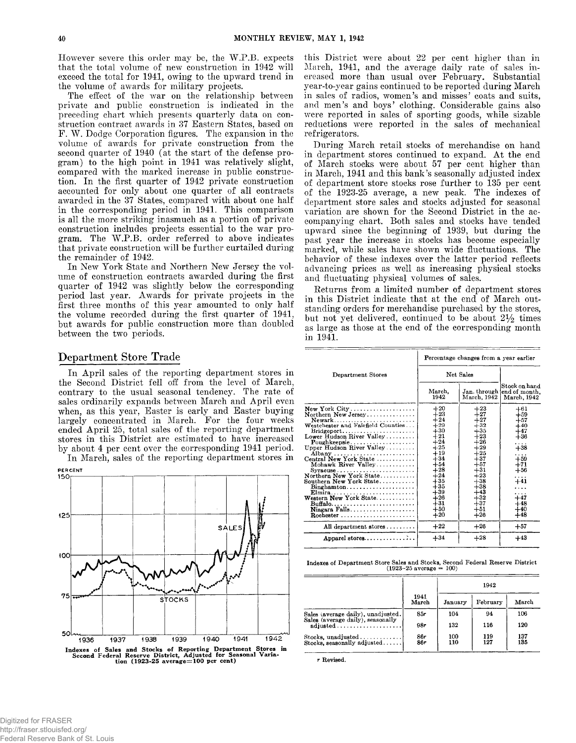However severe this order may be, the W.P.B. expects that the total volume of new construction in 1942 will exceed the total for 1941, owing to the upward trend in the volume of awards for military projects.

The effect of the war on the relationship between private and public construction is indicated in the preceding chart which presents quarterly data on construction contract awards in 37 Eastern States, based on F. W. Dodge Corporation figures. The expansion in the volume of awards for private construction from the second quarter of 1940 (at the start of the defense program) to the high point in 1941 was relatively slight, compared with the marked increase in public construction. In the first quarter of 1942 private construction accounted for only about one quarter of all contracts awarded in the 37 States, compared with about one half in the corresponding period in 1941. This comparison is all the more striking inasmuch as a portion of private construction includes projects essential to the war program. The W.P.B. order referred to above indicates that private construction will be further curtailed during the remainder of 1942.

In New York State and Northern New Jersey the volume of construction contracts awarded during the first quarter of 1942 was slightly below the corresponding period last year. Awards for private projects in the first three months of this year amounted to only half the volume recorded during the first quarter of 1941, but awards for public construction more than doubled between the two periods.

## Department Store Trade

In April sales of the reporting department stores in the Second District fell off from the level of March, contrary to the usual seasonal tendency. The rate of sales ordinarily expands between March and April even when, as this year, Easter is early and Easter buying largely concentrated in March. For the four weeks ended April 25, total sales of the reporting department stores in this District are estimated to have increased by about 4 per cent over the corresponding 1941 period.

In March, sales of the reporting department stores in this District were about 22 per cent higher than in March, 1941, and the average daily rate of sales increased more than usual over February. Substantial year-to-year gains continued to be reported during March in sales of radios, women's and misses' coats and suits, and men's and boys' clothing. Considerable gains also were reported in sales of sporting goods, while sizable reductions were reported in the sales of mechanical refrigerators.

Indexes of Sales and Stocks of Reporting Department Stores in Second Federal Reserve District, Adjusted for Seasonal Variation (1923-25 average=100 per cent)

During March retail stocks of merchandise on hand in department stores continued to expand. At the end of March stocks were about 57 per cent higher than in March, 1941 and this bank's seasonally adjusted index of department store stocks rose further to 135 per cent of the 1923-25 average, a new peak. The indexes of department store sales and stocks adjusted for seasonal variation are shown for the Second District in the accompanying chart. Both sales and stocks have tended upward since the beginning of 1939, but during the past year the increase in stocks has become especially marked, while sales have shown wide fluctuations. The behavior of these indexes over the latter period reflects advancing prices as well as increasing physical stocks and fluctuating physical volumes of sales.

Returns from a limited number of department stores in this District indicate that at the end of March outstanding orders for merchandise purchased by the stores, but not yet delivered, continued to be about 2½ times as large as those at the end of the corresponding month in 1941.

| Department Stores | Percentage changes from a year earlier | | |
|---|---|---|---|
| | Net Sales | | Stock on hand end of month, March, 1942 |
| | March, 1942 | Jan. through March, 1942 | |
| New York City | +20 | +23 | +61 |
| Northern New Jersey | +23 | +27 | +59 |
| Newark | +24 | +27 | +57 |
| Westchester and Fairfield Counties | +29 | +32 | +40 |
| Bridgeport | +30 | +35 | +47 |
| Lower Hudson River Valley | +21 | +23 | +36 |
| Poughkeepsie | +24 | +26 | .... |
| Upper Hudson River Valley | +25 | +29 | +38 |
| Albany | +19 | +25 | .... |
| Central New York State | +34 | +37 | +59 |
| Mohawk River Valley | +54 | +57 | +71 |
| Syracuse | +28 | +31 | +56 |
| Northern New York State | +24 | +23 | .... |
| Southern New York State | +35 | +38 | +41 |
| Binghamton | +35 | +38 | .... |
| Elmira | +39 | +43 | .... |
| Western New York State | +26 | +32 | +47 |
| Buffalo | +31 | +37 | +48 |
| Niagara Falls | +50 | +51 | +40 |
| Rochester | +20 | +26 | +48 |
| All department stores | +22 | +26 | +57 |
| Apparel stores | +34 | +28 | +43 |

Indexes of Department Store Sales and Stocks, Second Federal Reserve District (1923-25 average = 100)

| | 1941 March | 1942 January | 1942 February | 1942 March |
|---|---|---|---|---|
| Sales (average daily), unadjusted | 85r | 104 | 94 | 106 |
| Sales (average daily), seasonally adjusted | 98r | 132 | 116 | 120 |
| Stocks, unadjusted | 86r | 100 | 119 | 137 |
| Stocks, seasonally adjusted | 86r | 110 | 127 | 135 |

r Revised.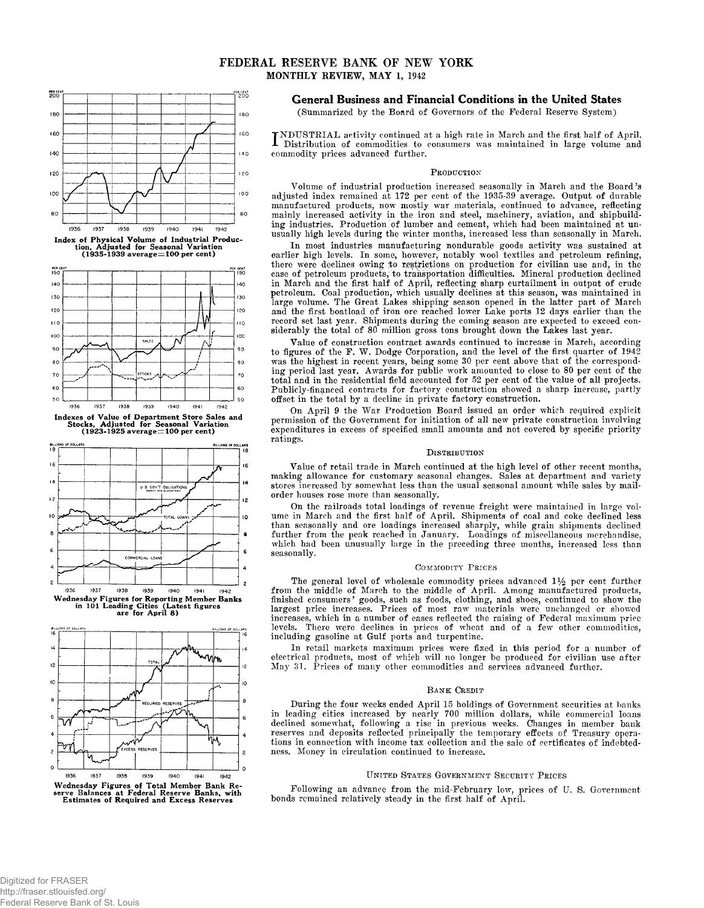# FEDERAL RESERVE BANK OF NEW YORK
MONTHLY REVIEW, MAY 1, 1942

PER CENT 200 180 160 140 120 100 80
1936 1937 1938 1939 1940 1941 1942

Index of Physical Volume of Industrial Production, Adjusted for Seasonal Variation (1935-1939 average=100 per cent)

PER CENT 150 140 130 120 110 100 90 80 70 60 50
SALES
STOCKS
1936 1937 1938 1939 1940 1941 1942

Indexes of Value of Department Store Sales and Stocks, Adjusted for Seasonal Variation (1923-1925 average=100 per cent)

BILLIONS OF DOLLARS 18 16 14 12 10 8 6 4 2
U S GOV'T OBLIGATIONS
TOTAL LOANS
COMMERCIAL LOANS
1936 1937 1938 1939 1940 1941 1942

Wednesday Figures for Reporting Member Banks in 101 Leading Cities (Latest figures are for April 8)

BILLIONS OF DOLLARS 16 14 12 10 8 6 4 2 0
TOTAL
REQUIRED RESERVES
EXCESS RESERVES
1936 1937 1938 1939 1940 1941 1942

Wednesday Figures of Total Member Bank Reserve Balances at Federal Reserve Banks, with Estimates of Required and Excess Reserves

## General Business and Financial Conditions in the United States

(Summarized by the Board of Governors of the Federal Reserve System)

INDUSTRIAL activity continued at a high rate in March and the first half of April. Distribution of commodities to consumers was maintained in large volume and commodity prices advanced further.

### Production

Volume of industrial production increased seasonally in March and the Board's adjusted index remained at 172 per cent of the 1935-39 average. Output of durable manufactured products, now mostly war materials, continued to advance, reflecting mainly increased activity in the iron and steel, machinery, aviation, and shipbuilding industries. Production of lumber and cement, which had been maintained at unusually high levels during the winter months, increased less than seasonally in March.

In most industries manufacturing nondurable goods activity was sustained at earlier high levels. In some, however, notably wool textiles and petroleum refining, there were declines owing to restrictions on production for civilian use and, in the case of petroleum products, to transportation difficulties. Mineral production declined in March and the first half of April, reflecting sharp curtailment in output of crude petroleum. Coal production, which usually declines at this season, was maintained in large volume. The Great Lakes shipping season opened in the latter part of March and the first boatload of iron ore reached lower Lake ports 12 days earlier than the record set last year. Shipments during the coming season are expected to exceed considerably the total of 80 million gross tons brought down the Lakes last year.

Value of construction contract awards continued to increase in March, according to figures of the F. W. Dodge Corporation, and the level of the first quarter of 1942 was the highest in recent years, being some 30 per cent above that of the corresponding period last year. Awards for public work amounted to close to 80 per cent of the total and in the residential field accounted for 52 per cent of the value of all projects. Publicly-financed contracts for factory construction showed a sharp increase, partly offset in the total by a decline in private factory construction.

On April 9 the War Production Board issued an order which required explicit permission of the Government for initiation of all new private construction involving expenditures in excess of specified small amounts and not covered by specific priority ratings.

### Distribution

Value of retail trade in March continued at the high level of other recent months, making allowance for customary seasonal changes. Sales at department and variety stores increased by somewhat less than the usual seasonal amount while sales by mail-order houses rose more than seasonally.

On the railroads total loadings of revenue freight were maintained in large volume in March and the first half of April. Shipments of coal and coke declined less than seasonally and ore loadings increased sharply, while grain shipments declined further from the peak reached in January. Loadings of miscellaneous merchandise, which had been unusually large in the preceding three months, increased less than seasonally.

### Commodity Prices

The general level of wholesale commodity prices advanced 1½ per cent further from the middle of March to the middle of April. Among manufactured products, finished consumers' goods, such as foods, clothing, and shoes, continued to show the largest price increases. Prices of most raw materials were unchanged or showed increases, which in a number of cases reflected the raising of Federal maximum price levels. There were declines in prices of wheat and of a few other commodities, including gasoline at Gulf ports and turpentine.

In retail markets maximum prices were fixed in this period for a number of electrical products, most of which will no longer be produced for civilian use after May 31. Prices of many other commodities and services advanced further.

### Bank Credit

During the four weeks ended April 15 holdings of Government securities at banks in leading cities increased by nearly 700 million dollars, while commercial loans declined somewhat, following a rise in previous weeks. Changes in member bank reserves and deposits reflected principally the temporary effects of Treasury operations in connection with income tax collection and the sale of certificates of indebtedness. Money in circulation continued to increase.

### United States Government Security Prices

Following an advance from the mid-February low, prices of U. S. Government bonds remained relatively steady in the first half of April.